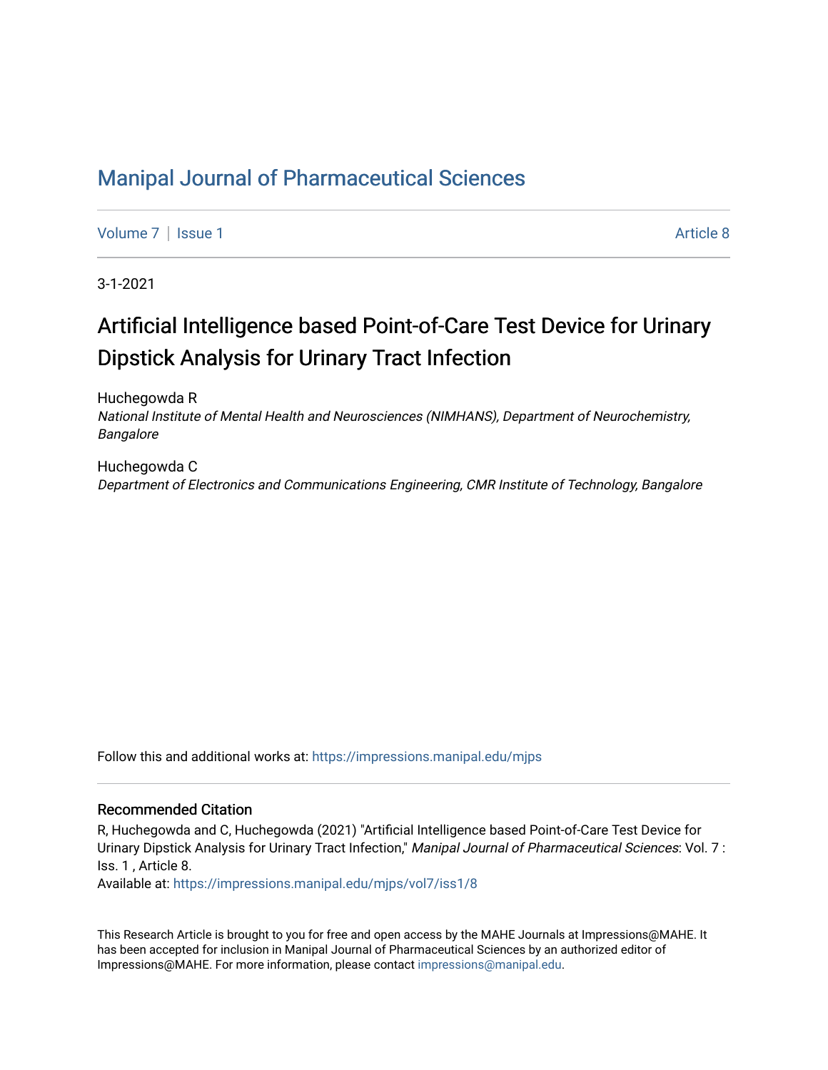# Manipal Journal of Pharmaceutical Sciences

Volume 7 | Issue 1 Article 8

3-1-2021

## Artificial Intelligence based Point-of-Care Test Device for Urinary Dipstick Analysis for Urinary Tract Infection

Huchegowda R
*National Institute of Mental Health and Neurosciences (NIMHANS), Department of Neurochemistry, Bangalore*

Huchegowda C
*Department of Electronics and Communications Engineering, CMR Institute of Technology, Bangalore*

Follow this and additional works at: https://impressions.manipal.edu/mjps

### Recommended Citation

R, Huchegowda and C, Huchegowda (2021) "Artificial Intelligence based Point-of-Care Test Device for Urinary Dipstick Analysis for Urinary Tract Infection," *Manipal Journal of Pharmaceutical Sciences*: Vol. 7 : Iss. 1 , Article 8.
Available at: https://impressions.manipal.edu/mjps/vol7/iss1/8

This Research Article is brought to you for free and open access by the MAHE Journals at Impressions@MAHE. It has been accepted for inclusion in Manipal Journal of Pharmaceutical Sciences by an authorized editor of Impressions@MAHE. For more information, please contact impressions@manipal.edu.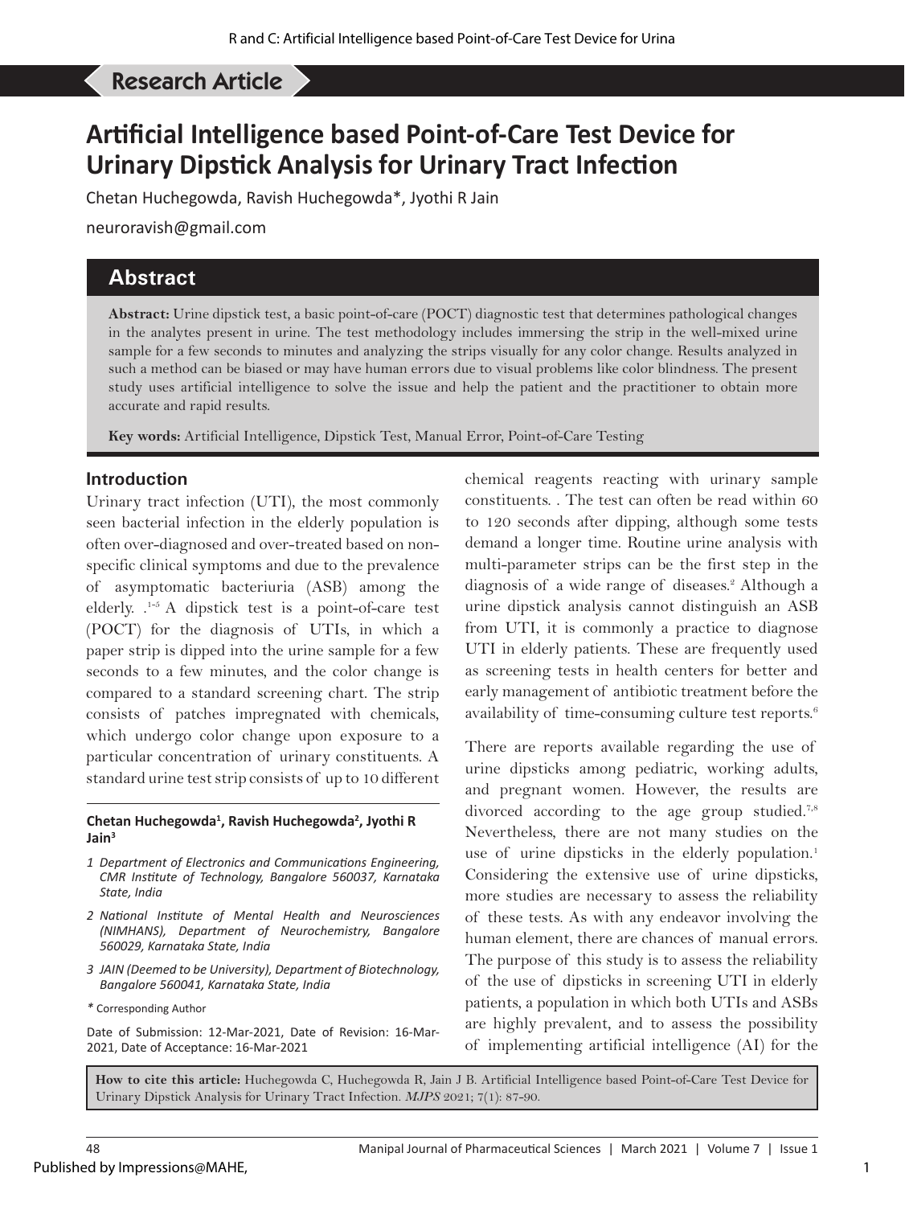## Research Article

# Artificial Intelligence based Point-of-Care Test Device for Urinary Dipstick Analysis for Urinary Tract Infection

Chetan Huchegowda, Ravish Huchegowda*, Jyothi R Jain

neuroravish@gmail.com

## Abstract

**Abstract:** Urine dipstick test, a basic point-of-care (POCT) diagnostic test that determines pathological changes in the analytes present in urine. The test methodology includes immersing the strip in the well-mixed urine sample for a few seconds to minutes and analyzing the strips visually for any color change. Results analyzed in such a method can be biased or may have human errors due to visual problems like color blindness. The present study uses artificial intelligence to solve the issue and help the patient and the practitioner to obtain more accurate and rapid results.

**Key words:** Artificial Intelligence, Dipstick Test, Manual Error, Point-of-Care Testing

### Introduction

Urinary tract infection (UTI), the most commonly seen bacterial infection in the elderly population is often over-diagnosed and over-treated based on non-specific clinical symptoms and due to the prevalence of asymptomatic bacteriuria (ASB) among the elderly. .[1-5] A dipstick test is a point-of-care test (POCT) for the diagnosis of UTIs, in which a paper strip is dipped into the urine sample for a few seconds to a few minutes, and the color change is compared to a standard screening chart. The strip consists of patches impregnated with chemicals, which undergo color change upon exposure to a particular concentration of urinary constituents. A standard urine test strip consists of up to 10 different chemical reagents reacting with urinary sample constituents. . The test can often be read within 60 to 120 seconds after dipping, although some tests demand a longer time. Routine urine analysis with multi-parameter strips can be the first step in the diagnosis of a wide range of diseases.[2] Although a urine dipstick analysis cannot distinguish an ASB from UTI, it is commonly a practice to diagnose UTI in elderly patients. These are frequently used as screening tests in health centers for better and early management of antibiotic treatment before the availability of time-consuming culture test reports.[6]

There are reports available regarding the use of urine dipsticks among pediatric, working adults, and pregnant women. However, the results are divorced according to the age group studied.[7,8] Nevertheless, there are not many studies on the use of urine dipsticks in the elderly population.[1] Considering the extensive use of urine dipsticks, more studies are necessary to assess the reliability of these tests. As with any endeavor involving the human element, there are chances of manual errors. The purpose of this study is to assess the reliability of the use of dipsticks in screening UTI in elderly patients, a population in which both UTIs and ASBs are highly prevalent, and to assess the possibility of implementing artificial intelligence (AI) for the

**Chetan Huchegowda[1], Ravish Huchegowda[2], Jyothi R Jain[3]**

*1 Department of Electronics and Communications Engineering, CMR Institute of Technology, Bangalore 560037, Karnataka State, India*

*2 National Institute of Mental Health and Neurosciences (NIMHANS), Department of Neurochemistry, Bangalore 560029, Karnataka State, India*

*3 JAIN (Deemed to be University), Department of Biotechnology, Bangalore 560041, Karnataka State, India*

\* Corresponding Author

Date of Submission: 12-Mar-2021, Date of Revision: 16-Mar-2021, Date of Acceptance: 16-Mar-2021

**How to cite this article:** Huchegowda C, Huchegowda R, Jain J B. Artificial Intelligence based Point-of-Care Test Device for Urinary Dipstick Analysis for Urinary Tract Infection. *MJPS* 2021; 7(1): 87-90.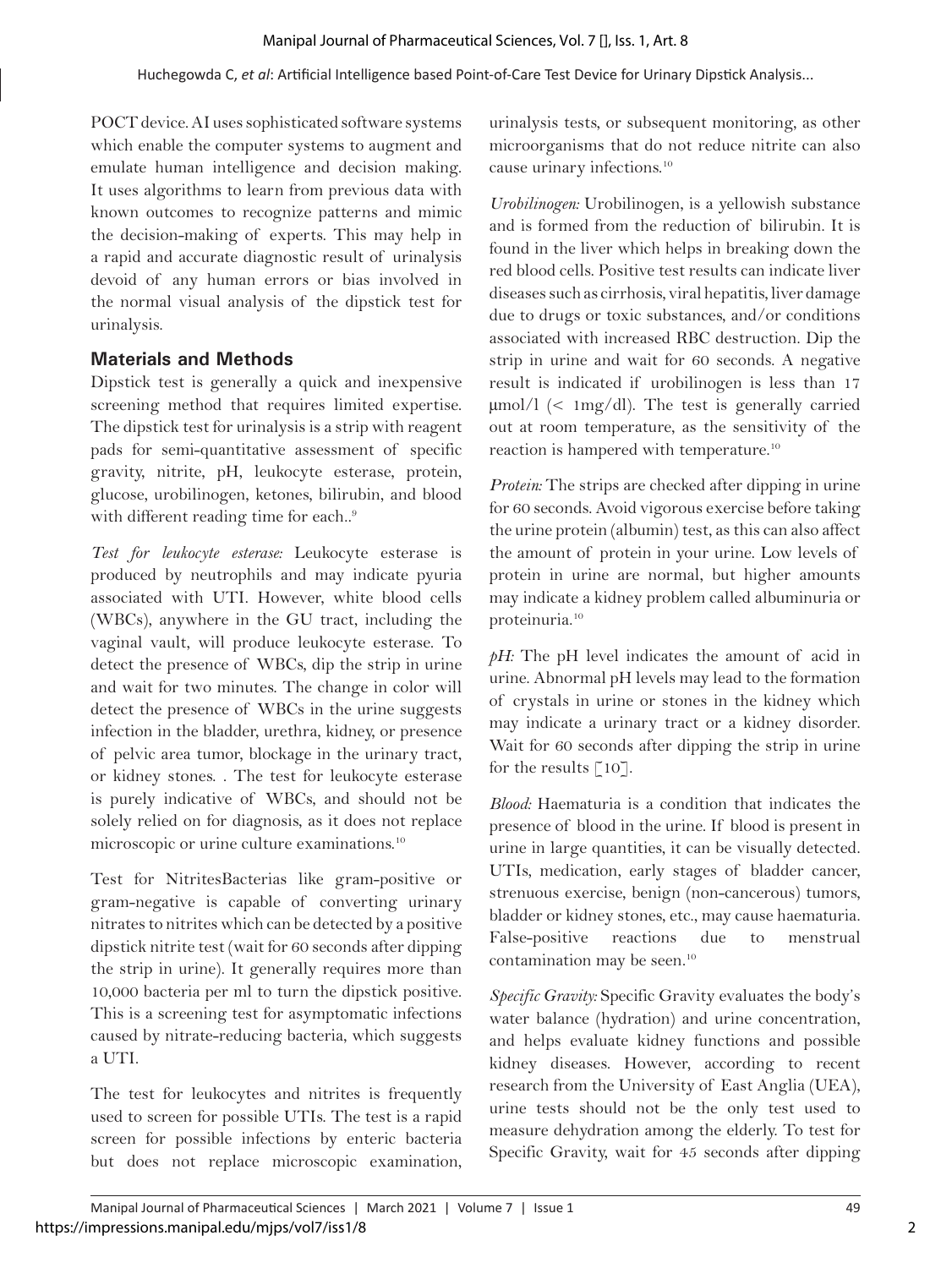POCT device. AI uses sophisticated software systems which enable the computer systems to augment and emulate human intelligence and decision making. It uses algorithms to learn from previous data with known outcomes to recognize patterns and mimic the decision-making of experts. This may help in a rapid and accurate diagnostic result of urinalysis devoid of any human errors or bias involved in the normal visual analysis of the dipstick test for urinalysis.

## Materials and Methods

Dipstick test is generally a quick and inexpensive screening method that requires limited expertise. The dipstick test for urinalysis is a strip with reagent pads for semi-quantitative assessment of specific gravity, nitrite, pH, leukocyte esterase, protein, glucose, urobilinogen, ketones, bilirubin, and blood with different reading time for each..[9]

*Test for leukocyte esterase:* Leukocyte esterase is produced by neutrophils and may indicate pyuria associated with UTI. However, white blood cells (WBCs), anywhere in the GU tract, including the vaginal vault, will produce leukocyte esterase. To detect the presence of WBCs, dip the strip in urine and wait for two minutes. The change in color will detect the presence of WBCs in the urine suggests infection in the bladder, urethra, kidney, or presence of pelvic area tumor, blockage in the urinary tract, or kidney stones. . The test for leukocyte esterase is purely indicative of WBCs, and should not be solely relied on for diagnosis, as it does not replace microscopic or urine culture examinations.[10]

Test for NitritesBacterias like gram-positive or gram-negative is capable of converting urinary nitrates to nitrites which can be detected by a positive dipstick nitrite test (wait for 60 seconds after dipping the strip in urine). It generally requires more than 10,000 bacteria per ml to turn the dipstick positive. This is a screening test for asymptomatic infections caused by nitrate-reducing bacteria, which suggests a UTI.

The test for leukocytes and nitrites is frequently used to screen for possible UTIs. The test is a rapid screen for possible infections by enteric bacteria but does not replace microscopic examination, urinalysis tests, or subsequent monitoring, as other microorganisms that do not reduce nitrite can also cause urinary infections.[10]

*Urobilinogen:* Urobilinogen, is a yellowish substance and is formed from the reduction of bilirubin. It is found in the liver which helps in breaking down the red blood cells. Positive test results can indicate liver diseases such as cirrhosis, viral hepatitis, liver damage due to drugs or toxic substances, and/or conditions associated with increased RBC destruction. Dip the strip in urine and wait for 60 seconds. A negative result is indicated if urobilinogen is less than 17 μmol/l (< 1mg/dl). The test is generally carried out at room temperature, as the sensitivity of the reaction is hampered with temperature.[10]

*Protein:* The strips are checked after dipping in urine for 60 seconds. Avoid vigorous exercise before taking the urine protein (albumin) test, as this can also affect the amount of protein in your urine. Low levels of protein in urine are normal, but higher amounts may indicate a kidney problem called albuminuria or proteinuria.[10]

*pH:* The pH level indicates the amount of acid in urine. Abnormal pH levels may lead to the formation of crystals in urine or stones in the kidney which may indicate a urinary tract or a kidney disorder. Wait for 60 seconds after dipping the strip in urine for the results [10].

*Blood:* Haematuria is a condition that indicates the presence of blood in the urine. If blood is present in urine in large quantities, it can be visually detected. UTIs, medication, early stages of bladder cancer, strenuous exercise, benign (non-cancerous) tumors, bladder or kidney stones, etc., may cause haematuria. False-positive reactions due to menstrual contamination may be seen.[10]

*Specific Gravity:* Specific Gravity evaluates the body's water balance (hydration) and urine concentration, and helps evaluate kidney functions and possible kidney diseases. However, according to recent research from the University of East Anglia (UEA), urine tests should not be the only test used to measure dehydration among the elderly. To test for Specific Gravity, wait for 45 seconds after dipping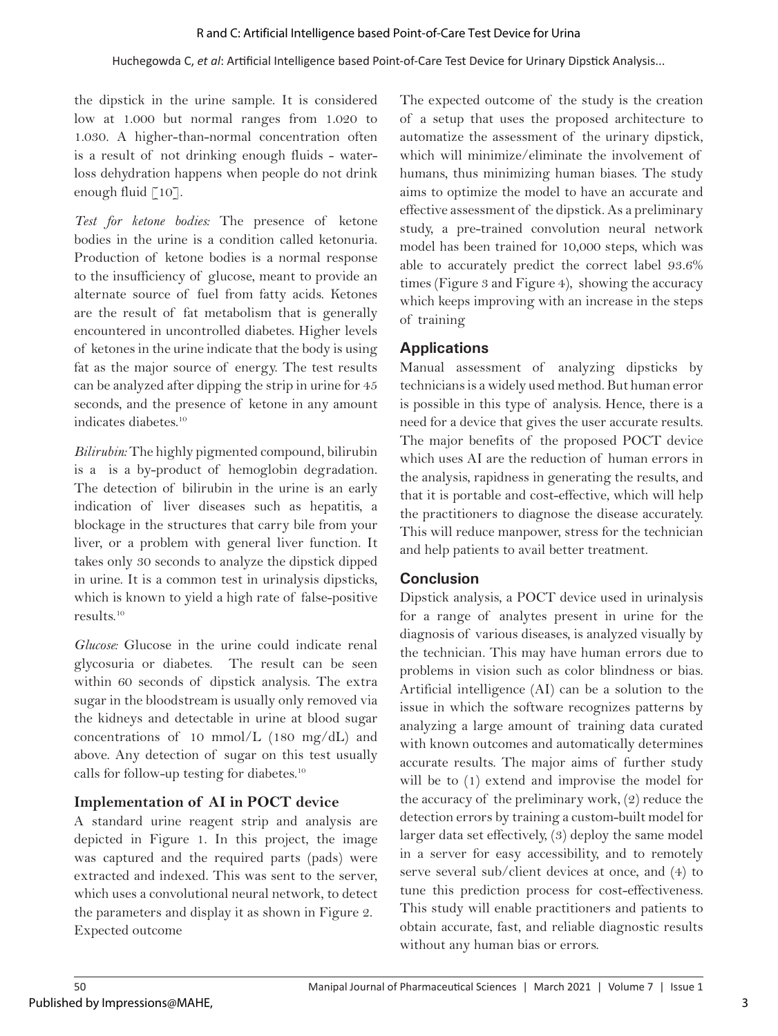the dipstick in the urine sample. It is considered low at 1.000 but normal ranges from 1.020 to 1.030. A higher-than-normal concentration often is a result of not drinking enough fluids - water-loss dehydration happens when people do not drink enough fluid [10].

*Test for ketone bodies:* The presence of ketone bodies in the urine is a condition called ketonuria. Production of ketone bodies is a normal response to the insufficiency of glucose, meant to provide an alternate source of fuel from fatty acids. Ketones are the result of fat metabolism that is generally encountered in uncontrolled diabetes. Higher levels of ketones in the urine indicate that the body is using fat as the major source of energy. The test results can be analyzed after dipping the strip in urine for 45 seconds, and the presence of ketone in any amount indicates diabetes.[10]

*Bilirubin:* The highly pigmented compound, bilirubin is a is a by-product of hemoglobin degradation. The detection of bilirubin in the urine is an early indication of liver diseases such as hepatitis, a blockage in the structures that carry bile from your liver, or a problem with general liver function. It takes only 30 seconds to analyze the dipstick dipped in urine. It is a common test in urinalysis dipsticks, which is known to yield a high rate of false-positive results.[10]

*Glucose:* Glucose in the urine could indicate renal glycosuria or diabetes. The result can be seen within 60 seconds of dipstick analysis. The extra sugar in the bloodstream is usually only removed via the kidneys and detectable in urine at blood sugar concentrations of 10 mmol/L (180 mg/dL) and above. Any detection of sugar on this test usually calls for follow-up testing for diabetes.[10]

## Implementation of AI in POCT device

A standard urine reagent strip and analysis are depicted in Figure 1. In this project, the image was captured and the required parts (pads) were extracted and indexed. This was sent to the server, which uses a convolutional neural network, to detect the parameters and display it as shown in Figure 2.

Expected outcome

The expected outcome of the study is the creation of a setup that uses the proposed architecture to automatize the assessment of the urinary dipstick, which will minimize/eliminate the involvement of humans, thus minimizing human biases. The study aims to optimize the model to have an accurate and effective assessment of the dipstick. As a preliminary study, a pre-trained convolution neural network model has been trained for 10,000 steps, which was able to accurately predict the correct label 93.6% times (Figure 3 and Figure 4), showing the accuracy which keeps improving with an increase in the steps of training

## Applications

Manual assessment of analyzing dipsticks by technicians is a widely used method. But human error is possible in this type of analysis. Hence, there is a need for a device that gives the user accurate results. The major benefits of the proposed POCT device which uses AI are the reduction of human errors in the analysis, rapidness in generating the results, and that it is portable and cost-effective, which will help the practitioners to diagnose the disease accurately. This will reduce manpower, stress for the technician and help patients to avail better treatment.

## Conclusion

Dipstick analysis, a POCT device used in urinalysis for a range of analytes present in urine for the diagnosis of various diseases, is analyzed visually by the technician. This may have human errors due to problems in vision such as color blindness or bias. Artificial intelligence (AI) can be a solution to the issue in which the software recognizes patterns by analyzing a large amount of training data curated with known outcomes and automatically determines accurate results. The major aims of further study will be to (1) extend and improvise the model for the accuracy of the preliminary work, (2) reduce the detection errors by training a custom-built model for larger data set effectively, (3) deploy the same model in a server for easy accessibility, and to remotely serve several sub/client devices at once, and (4) to tune this prediction process for cost-effectiveness. This study will enable practitioners and patients to obtain accurate, fast, and reliable diagnostic results without any human bias or errors.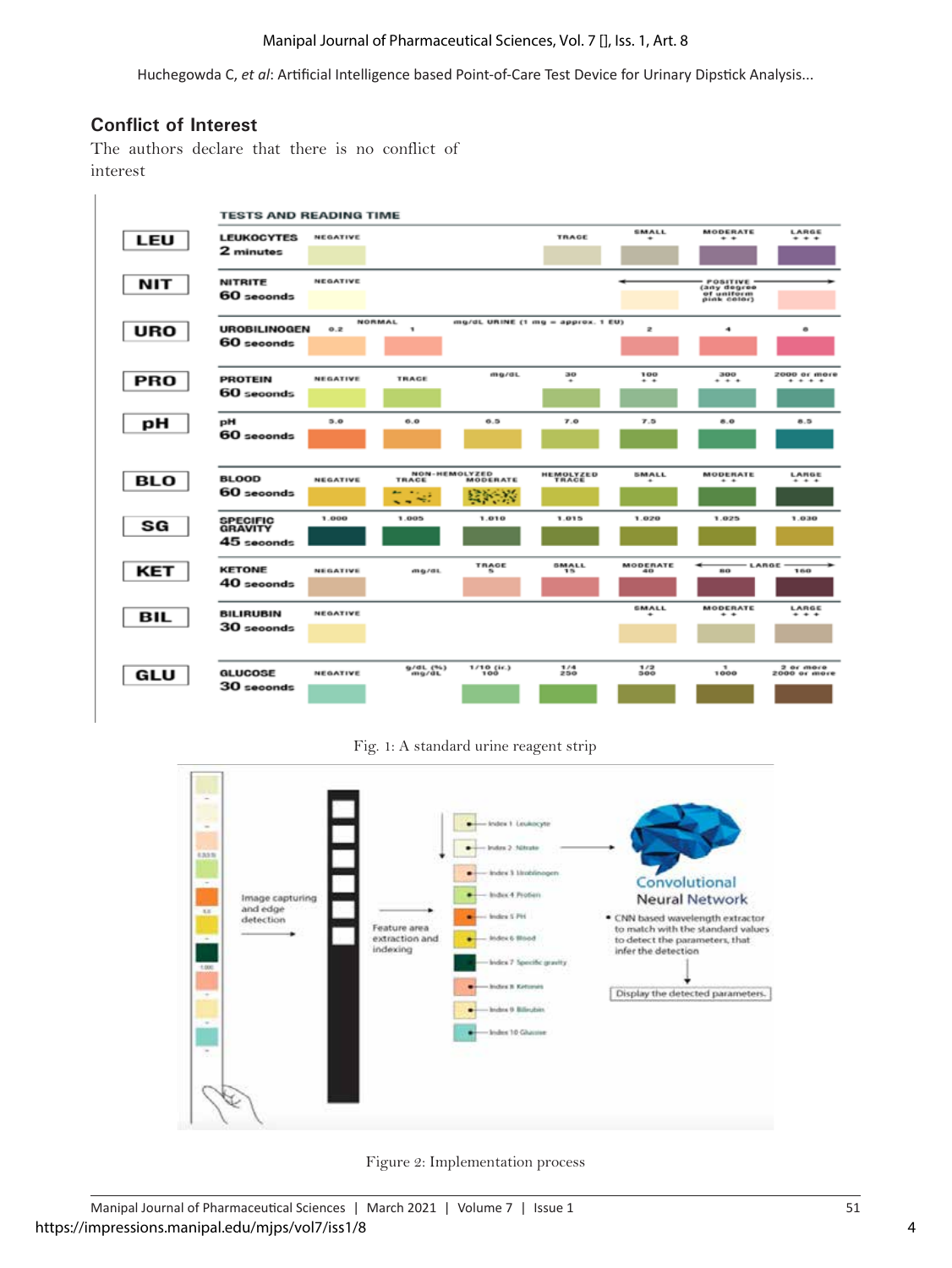## Conflict of Interest

The authors declare that there is no conflict of interest

Fig. 1: A standard urine reagent strip

Figure 2: Implementation process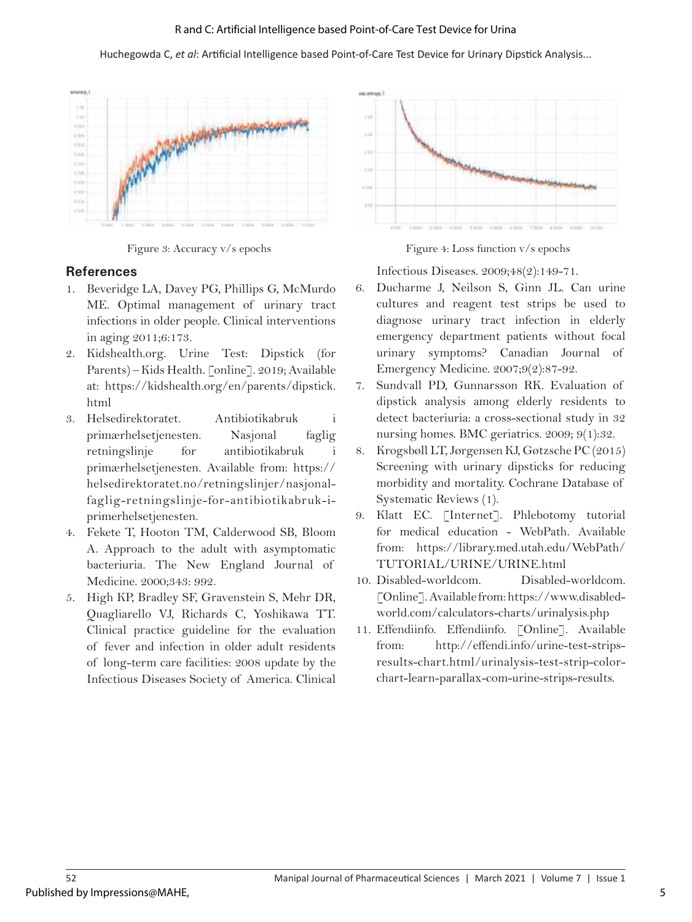Figure 3: Accuracy v/s epochs

Figure 4: Loss function v/s epochs

## References

1. Beveridge LA, Davey PG, Phillips G, McMurdo ME. Optimal management of urinary tract infections in older people. Clinical interventions in aging 2011;6:173.
2. Kidshealth.org. Urine Test: Dipstick (for Parents) – Kids Health. [online]. 2019; Available at: https://kidshealth.org/en/parents/dipstick.html
3. Helsedirektoratet. Antibiotikabruk i primærhelsetjenesten. Nasjonal faglig retningslinje for antibiotikabruk i primærhelsetjenesten. Available from: https://helsedirektoratet.no/retningslinjer/nasjonal-faglig-retningslinje-for-antibiotikabruk-i-primerhelsetjenesten.
4. Fekete T, Hooton TM, Calderwood SB, Bloom A. Approach to the adult with asymptomatic bacteriuria. The New England Journal of Medicine. 2000;343: 992.
5. High KP, Bradley SF, Gravenstein S, Mehr DR, Quagliarello VJ, Richards C, Yoshikawa TT. Clinical practice guideline for the evaluation of fever and infection in older adult residents of long-term care facilities: 2008 update by the Infectious Diseases Society of America. Clinical Infectious Diseases. 2009;48(2):149-71.
6. Ducharme J, Neilson S, Ginn JL. Can urine cultures and reagent test strips be used to diagnose urinary tract infection in elderly emergency department patients without focal urinary symptoms? Canadian Journal of Emergency Medicine. 2007;9(2):87-92.
7. Sundvall PD, Gunnarsson RK. Evaluation of dipstick analysis among elderly residents to detect bacteriuria: a cross-sectional study in 32 nursing homes. BMC geriatrics. 2009; 9(1):32.
8. Krogsbøll LT, Jørgensen KJ, Gøtzsche PC (2015) Screening with urinary dipsticks for reducing morbidity and mortality. Cochrane Database of Systematic Reviews (1).
9. Klatt EC. [Internet]. Phlebotomy tutorial for medical education - WebPath. Available from: https://library.med.utah.edu/WebPath/TUTORIAL/URINE/URINE.html
10. Disabled-worldcom. Disabled-worldcom. [Online]. Available from: https://www.disabled-world.com/calculators-charts/urinalysis.php
11. Effendiinfo. Effendiinfo. [Online]. Available from: http://effendi.info/urine-test-strips-results-chart.html/urinalysis-test-strip-color-chart-learn-parallax-com-urine-strips-results.